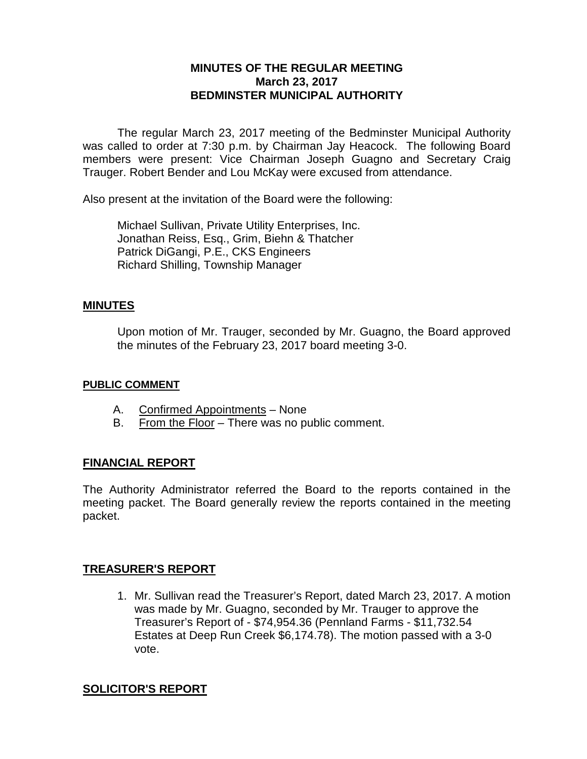# MINUTES OF THE REGULAR MEETING
# March 23, 2017
# BEDMINSTER MUNICIPAL AUTHORITY

The regular March 23, 2017 meeting of the Bedminster Municipal Authority was called to order at 7:30 p.m. by Chairman Jay Heacock. The following Board members were present: Vice Chairman Joseph Guagno and Secretary Craig Trauger. Robert Bender and Lou McKay were excused from attendance.

Also present at the invitation of the Board were the following:

Michael Sullivan, Private Utility Enterprises, Inc.
Jonathan Reiss, Esq., Grim, Biehn & Thatcher
Patrick DiGangi, P.E., CKS Engineers
Richard Shilling, Township Manager

## MINUTES

Upon motion of Mr. Trauger, seconded by Mr. Guagno, the Board approved the minutes of the February 23, 2017 board meeting 3-0.

## PUBLIC COMMENT

A. Confirmed Appointments – None
B. From the Floor – There was no public comment.

## FINANCIAL REPORT

The Authority Administrator referred the Board to the reports contained in the meeting packet. The Board generally review the reports contained in the meeting packet.

## TREASURER'S REPORT

1. Mr. Sullivan read the Treasurer's Report, dated March 23, 2017. A motion was made by Mr. Guagno, seconded by Mr. Trauger to approve the Treasurer's Report of - $74,954.36 (Pennland Farms - $11,732.54 Estates at Deep Run Creek $6,174.78). The motion passed with a 3-0 vote.

## SOLICITOR'S REPORT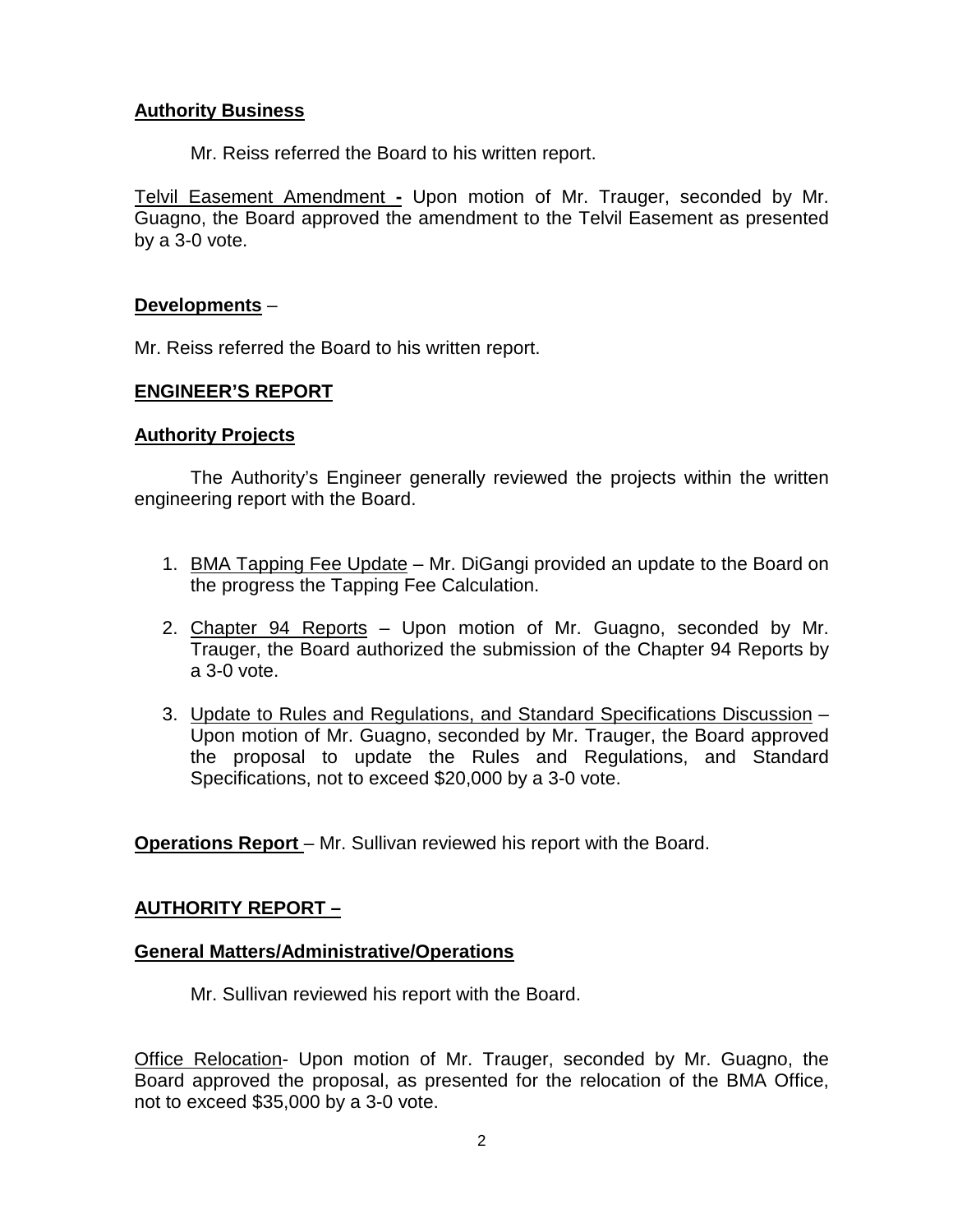**Authority Business**

Mr. Reiss referred the Board to his written report.

Telvil Easement Amendment - Upon motion of Mr. Trauger, seconded by Mr. Guagno, the Board approved the amendment to the Telvil Easement as presented by a 3-0 vote.

**Developments** –

Mr. Reiss referred the Board to his written report.

**ENGINEER'S REPORT**

**Authority Projects**

The Authority's Engineer generally reviewed the projects within the written engineering report with the Board.

1. BMA Tapping Fee Update – Mr. DiGangi provided an update to the Board on the progress the Tapping Fee Calculation.

2. Chapter 94 Reports – Upon motion of Mr. Guagno, seconded by Mr. Trauger, the Board authorized the submission of the Chapter 94 Reports by a 3-0 vote.

3. Update to Rules and Regulations, and Standard Specifications Discussion – Upon motion of Mr. Guagno, seconded by Mr. Trauger, the Board approved the proposal to update the Rules and Regulations, and Standard Specifications, not to exceed $20,000 by a 3-0 vote.

**Operations Report** – Mr. Sullivan reviewed his report with the Board.

**AUTHORITY REPORT –**

**General Matters/Administrative/Operations**

Mr. Sullivan reviewed his report with the Board.

Office Relocation- Upon motion of Mr. Trauger, seconded by Mr. Guagno, the Board approved the proposal, as presented for the relocation of the BMA Office, not to exceed $35,000 by a 3-0 vote.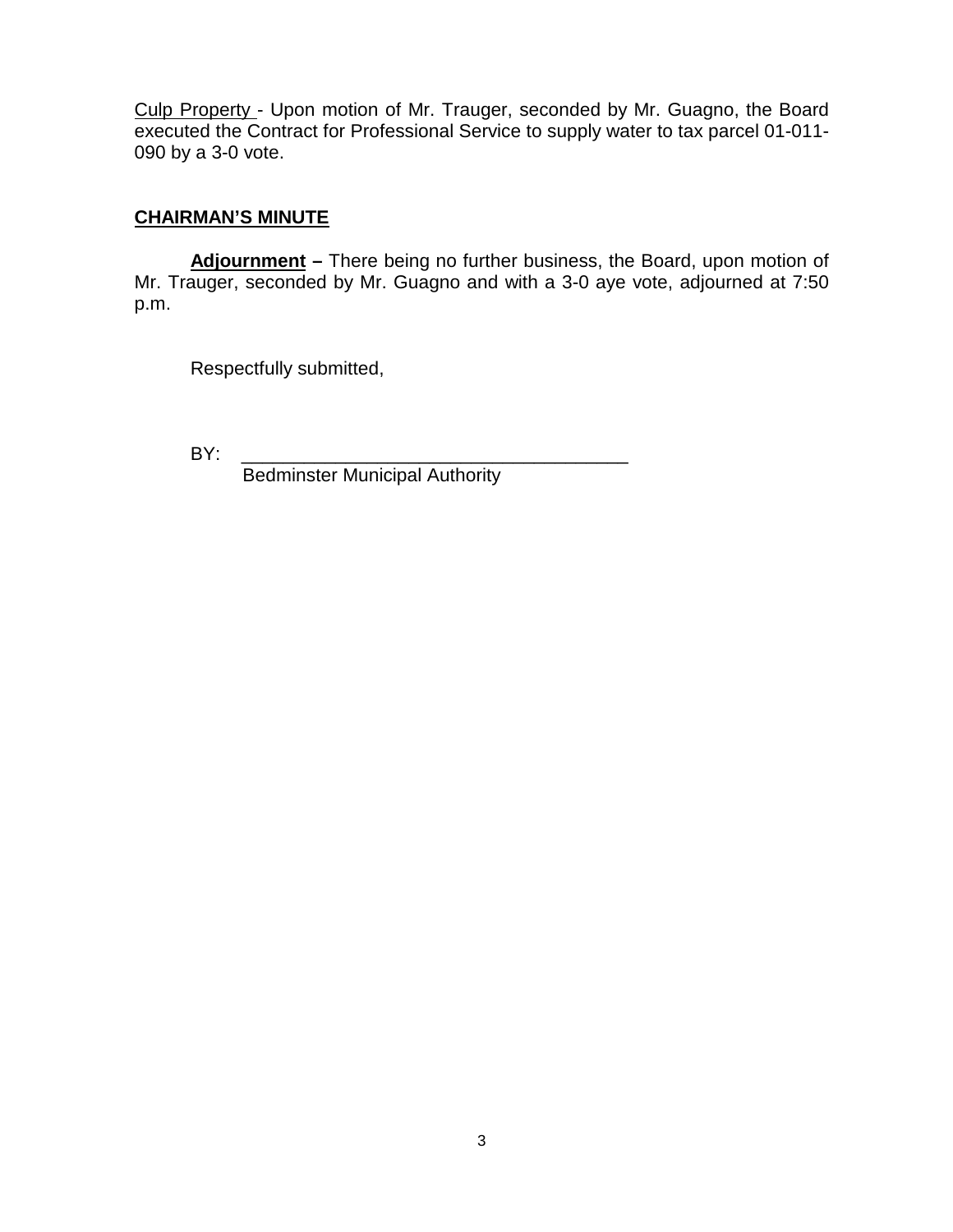Culp Property - Upon motion of Mr. Trauger, seconded by Mr. Guagno, the Board executed the Contract for Professional Service to supply water to tax parcel 01-011-090 by a 3-0 vote.

## CHAIRMAN'S MINUTE

**Adjournment –** There being no further business, the Board, upon motion of Mr. Trauger, seconded by Mr. Guagno and with a 3-0 aye vote, adjourned at 7:50 p.m.

Respectfully submitted,

BY: ______________________________________
Bedminster Municipal Authority